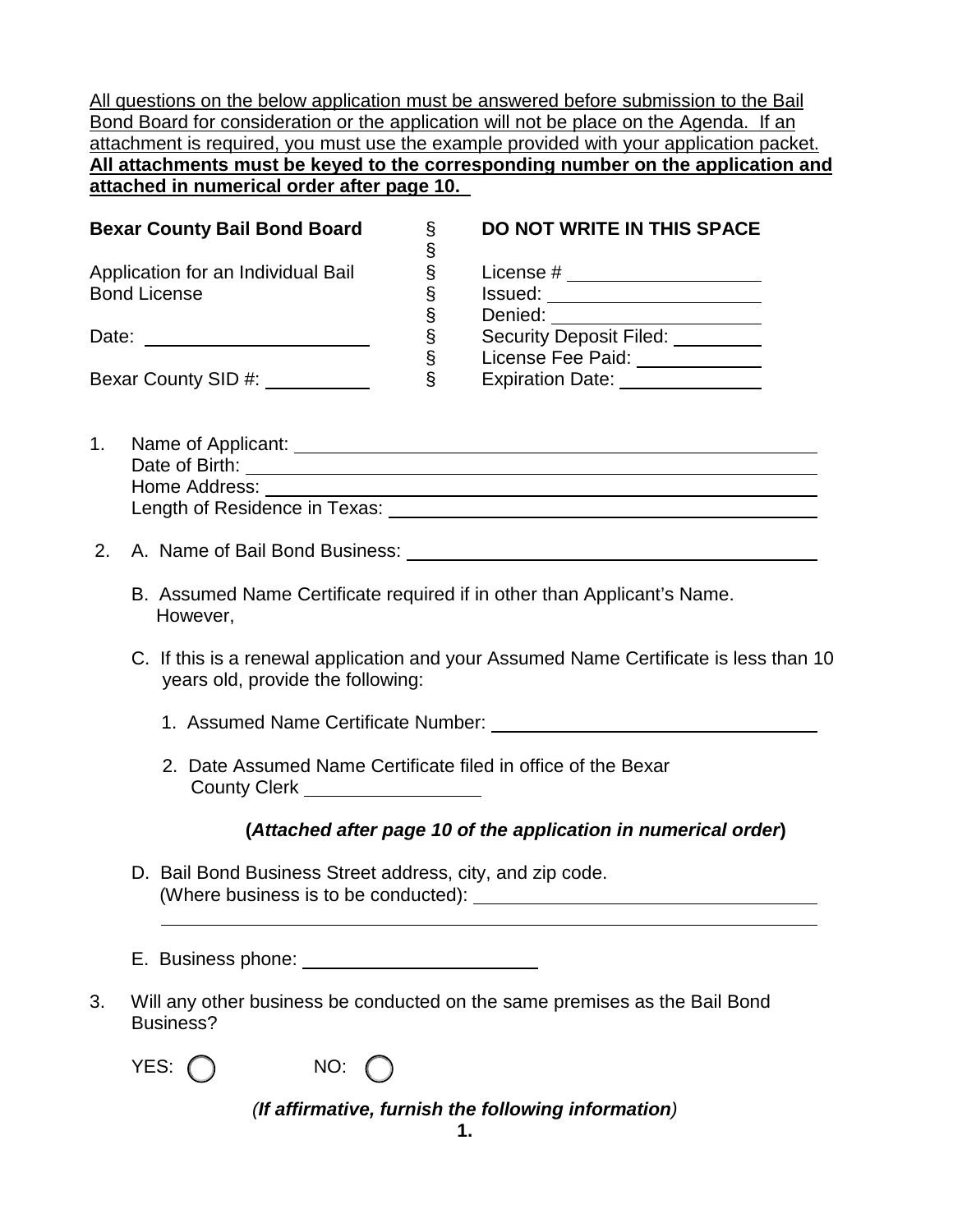<u>All questions on the below application must be answered before submission to the Bail Bond Board for consideration or the application will not be place on the Agenda. If an attachment is required, you must use the example provided with your application packet.</u> **<u>All attachments must be keyed to the corresponding number on the application and attached in numerical order after page 10.</u>**

| | | |
|---|---|---|
| **Bexar County Bail Bond Board** | § | **DO NOT WRITE IN THIS SPACE** |
| | § | |
| Application for an Individual Bail Bond License | § | License # ___________ |
| | § | Issued: ___________ |
| | § | Denied: ___________ |
| Date: ___________ | § | Security Deposit Filed: ________ |
| | § | License Fee Paid: ________ |
| Bexar County SID #: ________ | § | Expiration Date: ________ |

1. Name of Applicant: ___________
   Date of Birth: ___________
   Home Address: ___________
   Length of Residence in Texas: ___________

2. A. Name of Bail Bond Business: ___________

   B. Assumed Name Certificate required if in other than Applicant's Name. However,

   C. If this is a renewal application and your Assumed Name Certificate is less than 10 years old, provide the following:

   1. Assumed Name Certificate Number: ___________

   2. Date Assumed Name Certificate filed in office of the Bexar County Clerk ___________

   **(*Attached after page 10 of the application in numerical order*)**

   D. Bail Bond Business Street address, city, and zip code. (Where business is to be conducted): ___________

   ___________

   E. Business phone: ___________

3. Will any other business be conducted on the same premises as the Bail Bond Business?

   YES: ◯ NO: ◯

   ***(If affirmative, furnish the following information)***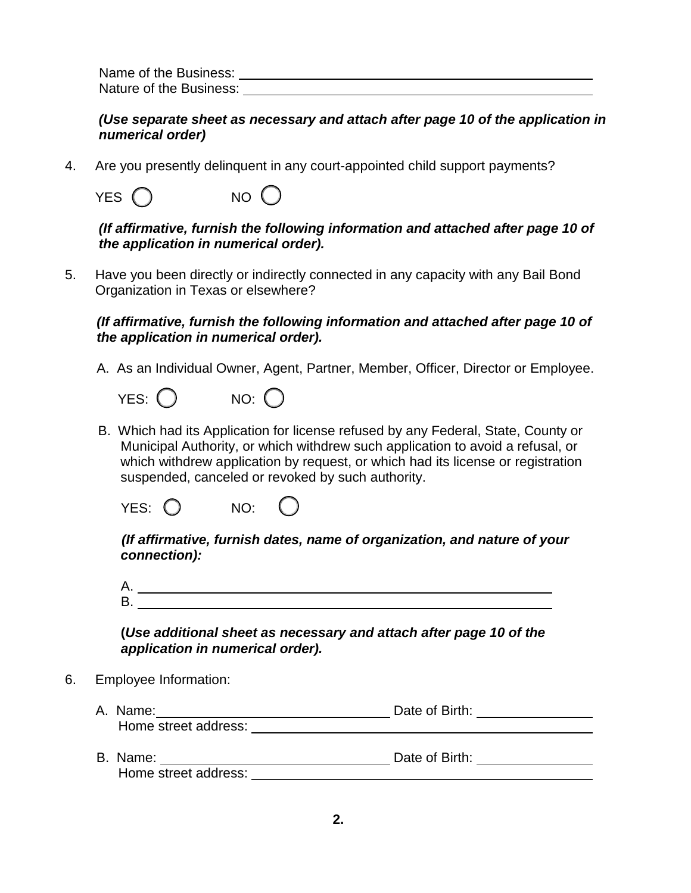Name of the Business: ______________________________________________
Nature of the Business: ______________________________________________

***(Use separate sheet as necessary and attach after page 10 of the application in numerical order)***

4. Are you presently delinquent in any court-appointed child support payments?

   YES ○ NO ○

   ***(If affirmative, furnish the following information and attached after page 10 of the application in numerical order).***

5. Have you been directly or indirectly connected in any capacity with any Bail Bond Organization in Texas or elsewhere?

   ***(If affirmative, furnish the following information and attached after page 10 of the application in numerical order).***

   A. As an Individual Owner, Agent, Partner, Member, Officer, Director or Employee.

      YES: ○ NO: ○

   B. Which had its Application for license refused by any Federal, State, County or Municipal Authority, or which withdrew such application to avoid a refusal, or which withdrew application by request, or which had its license or registration suspended, canceled or revoked by such authority.

      YES: ○ NO: ○

      ***(If affirmative, furnish dates, name of organization, and nature of your connection):***

      A. ______________________________________________
      B. ______________________________________________

      **(*Use additional sheet as necessary and attach after page 10 of the application in numerical order).***

6. Employee Information:

   A. Name: ______________________ Date of Birth: ______________
      Home street address: ______________________________________

   B. Name: ______________________ Date of Birth: ______________
      Home street address: ______________________________________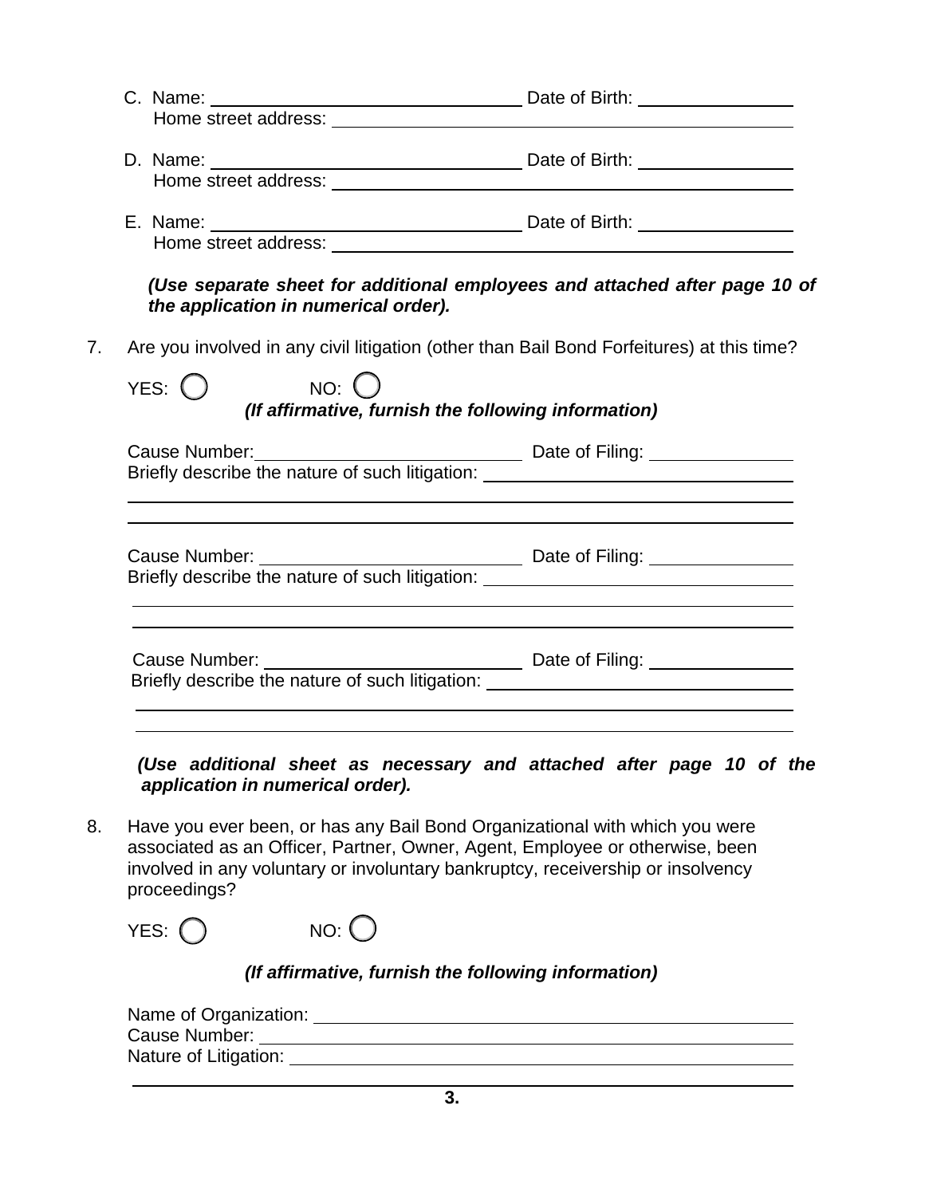C. Name: ______________________________ Date of Birth: ______________
   Home street address: ____________________________________________

D. Name: ______________________________ Date of Birth: ______________
   Home street address: ____________________________________________

E. Name: ______________________________ Date of Birth: ______________
   Home street address: ____________________________________________

***(Use separate sheet for additional employees and attached after page 10 of the application in numerical order).***

7. Are you involved in any civil litigation (other than Bail Bond Forfeitures) at this time?

   YES: ◯ NO: ◯

   ***(If affirmative, furnish the following information)***

   Cause Number: __________________________ Date of Filing: ______________
   Briefly describe the nature of such litigation: ______________________________
   ____________________________________________________________________
   ____________________________________________________________________

   Cause Number: __________________________ Date of Filing: ______________
   Briefly describe the nature of such litigation: ______________________________
   ____________________________________________________________________
   ____________________________________________________________________

   Cause Number: __________________________ Date of Filing: ______________
   Briefly describe the nature of such litigation: ______________________________
   ____________________________________________________________________
   ____________________________________________________________________

   ***(Use additional sheet as necessary and attached after page 10 of the application in numerical order).***

8. Have you ever been, or has any Bail Bond Organizational with which you were associated as an Officer, Partner, Owner, Agent, Employee or otherwise, been involved in any voluntary or involuntary bankruptcy, receivership or insolvency proceedings?

   YES: ◯ NO: ◯

   ***(If affirmative, furnish the following information)***

   Name of Organization: ______________________________________________
   Cause Number: ____________________________________________________
   Nature of Litigation: ________________________________________________
   ____________________________________________________________________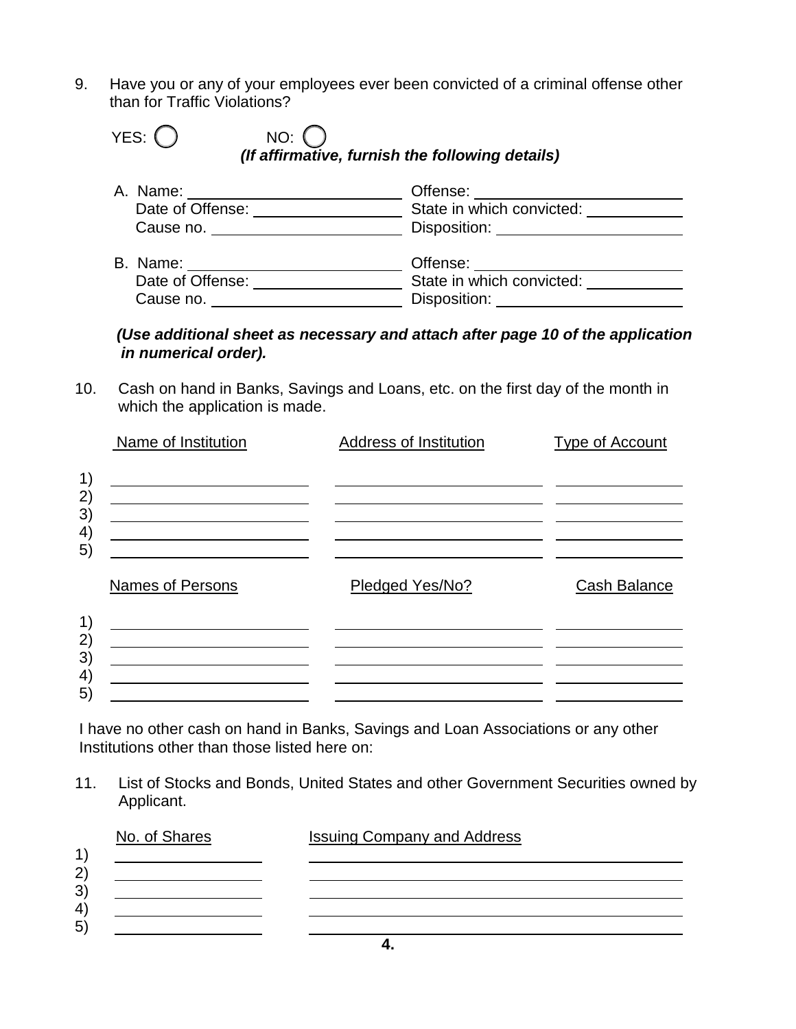9. Have you or any of your employees ever been convicted of a criminal offense other than for Traffic Violations?

YES: ◯ NO: ◯

***(If affirmative, furnish the following details)***

A. Name: ____________________ Offense: ____________________
Date of Offense: ____________________ State in which convicted: ____________________
Cause no. ____________________ Disposition: ____________________

B. Name: ____________________ Offense: ____________________
Date of Offense: ____________________ State in which convicted: ____________________
Cause no. ____________________ Disposition: ____________________

***(Use additional sheet as necessary and attach after page 10 of the application in numerical order).***

10. Cash on hand in Banks, Savings and Loans, etc. on the first day of the month in which the application is made.

| | Name of Institution | Address of Institution | Type of Account |
|---|---|---|---|
| 1) | | | |
| 2) | | | |
| 3) | | | |
| 4) | | | |
| 5) | | | |

| | Names of Persons | Pledged Yes/No? | Cash Balance |
|---|---|---|---|
| 1) | | | |
| 2) | | | |
| 3) | | | |
| 4) | | | |
| 5) | | | |

I have no other cash on hand in Banks, Savings and Loan Associations or any other Institutions other than those listed here on:

11. List of Stocks and Bonds, United States and other Government Securities owned by Applicant.

| | No. of Shares | Issuing Company and Address |
|---|---|---|
| 1) | | |
| 2) | | |
| 3) | | |
| 4) | | |
| 5) | | |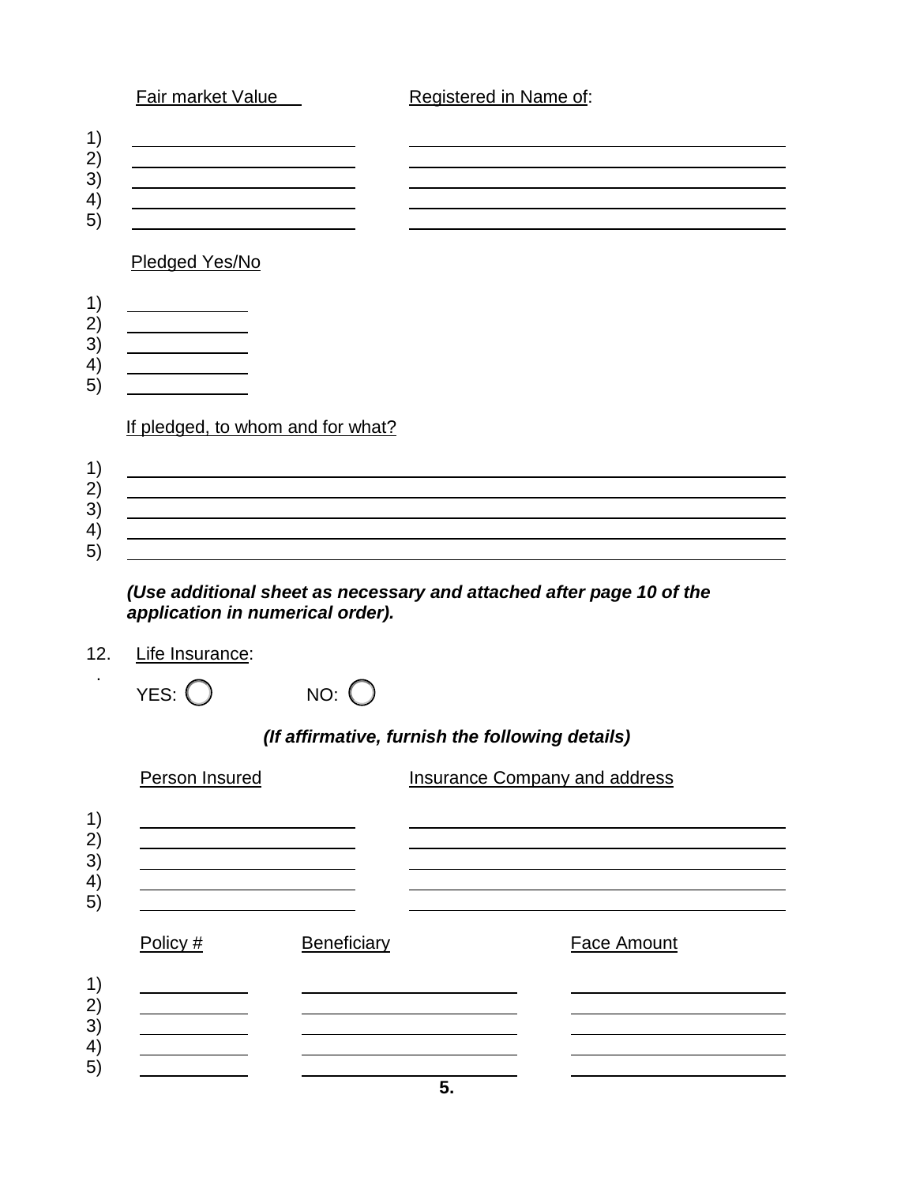| | Fair market Value | Registered in Name of: |
|---|---|---|
| 1) | | |
| 2) | | |
| 3) | | |
| 4) | | |
| 5) | | |

| | Pledged Yes/No |
|---|---|
| 1) | |
| 2) | |
| 3) | |
| 4) | |
| 5) | |

| | If pledged, to whom and for what? |
|---|---|
| 1) | |
| 2) | |
| 3) | |
| 4) | |
| 5) | |

***(Use additional sheet as necessary and attached after page 10 of the application in numerical order).***

12. Life Insurance:

YES: ◯ NO: ◯

***(If affirmative, furnish the following details)***

| | Person Insured | Insurance Company and address |
|---|---|---|
| 1) | | |
| 2) | | |
| 3) | | |
| 4) | | |
| 5) | | |

| | Policy # | Beneficiary | Face Amount |
|---|---|---|---|
| 1) | | | |
| 2) | | | |
| 3) | | | |
| 4) | | | |
| 5) | | | |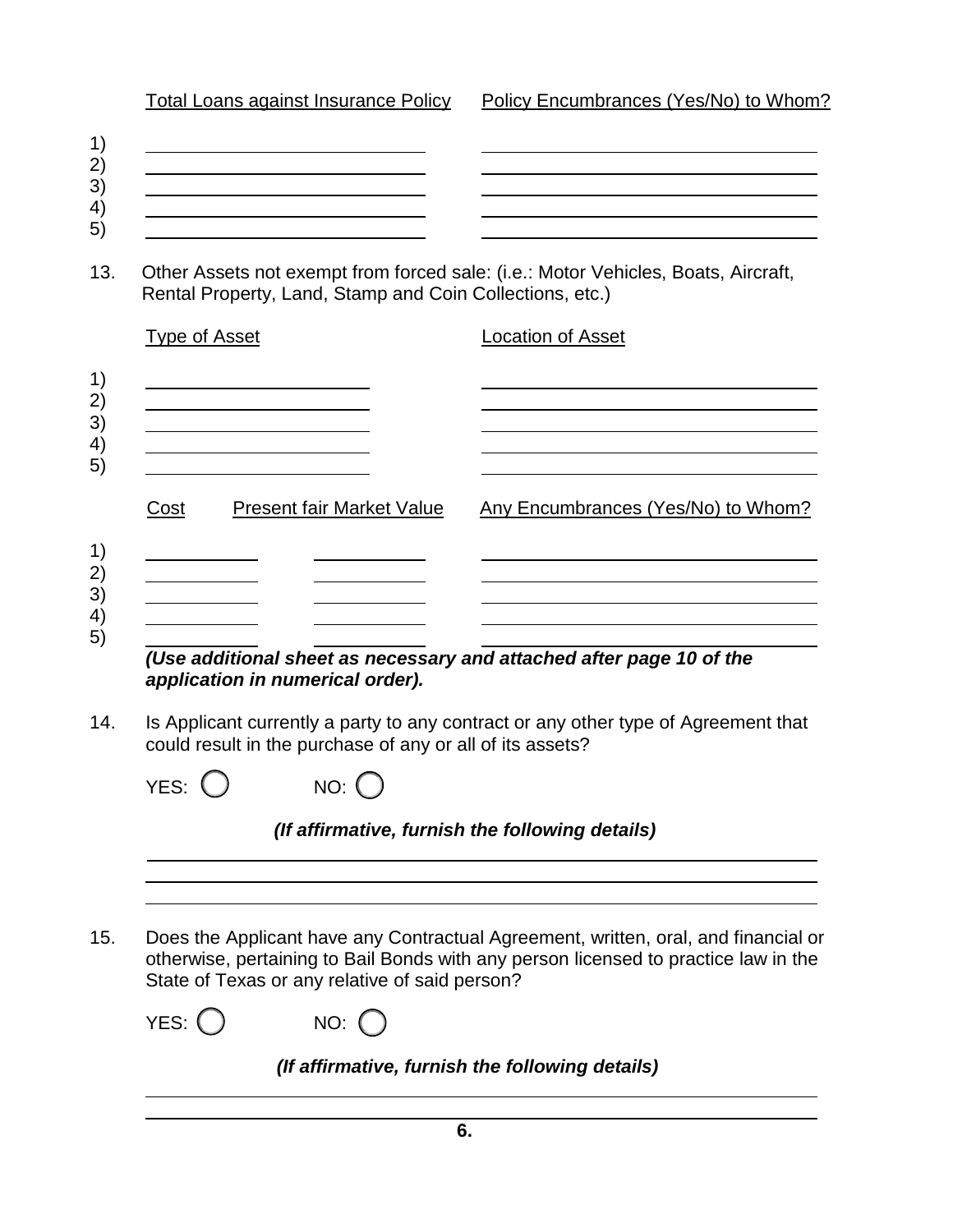| | Total Loans against Insurance Policy | Policy Encumbrances (Yes/No) to Whom? |
|---|---|---|
| 1) | | |
| 2) | | |
| 3) | | |
| 4) | | |
| 5) | | |

13. Other Assets not exempt from forced sale: (i.e.: Motor Vehicles, Boats, Aircraft, Rental Property, Land, Stamp and Coin Collections, etc.)

| | Type of Asset | Location of Asset |
|---|---|---|
| 1) | | |
| 2) | | |
| 3) | | |
| 4) | | |
| 5) | | |

| | Cost | Present fair Market Value | Any Encumbrances (Yes/No) to Whom? |
|---|---|---|---|
| 1) | | | |
| 2) | | | |
| 3) | | | |
| 4) | | | |
| 5) | | | |

***(Use additional sheet as necessary and attached after page 10 of the application in numerical order).***

14. Is Applicant currently a party to any contract or any other type of Agreement that could result in the purchase of any or all of its assets?

YES: ◯ NO: ◯

***(If affirmative, furnish the following details)***

_______________________________________________

_______________________________________________

_______________________________________________

15. Does the Applicant have any Contractual Agreement, written, oral, and financial or otherwise, pertaining to Bail Bonds with any person licensed to practice law in the State of Texas or any relative of said person?

YES: ◯ NO: ◯

***(If affirmative, furnish the following details)***

_______________________________________________

_______________________________________________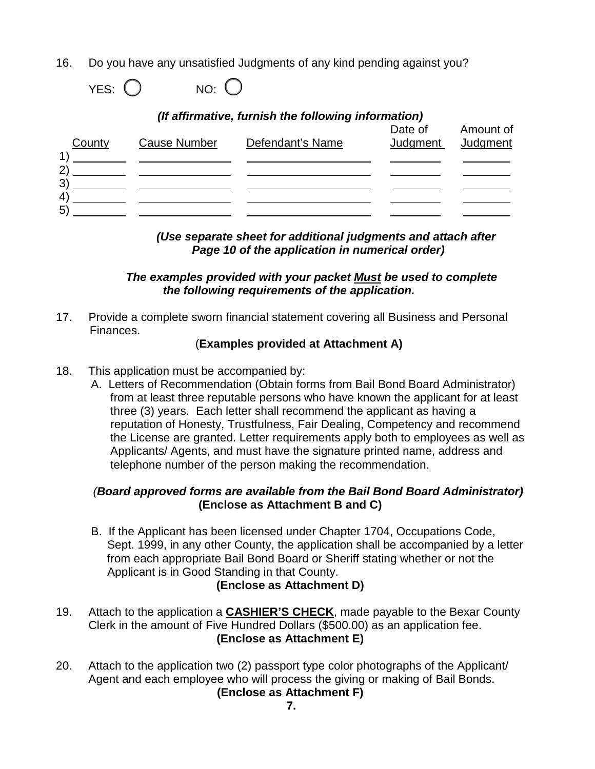16. Do you have any unsatisfied Judgments of any kind pending against you?

YES: ◯ NO: ◯

***(If affirmative, furnish the following information)***

| | County | Cause Number | Defendant's Name | Date of Judgment | Amount of Judgment |
|---|---|---|---|---|---|
| 1) | | | | | |
| 2) | | | | | |
| 3) | | | | | |
| 4) | | | | | |
| 5) | | | | | |

***(Use separate sheet for additional judgments and attach after Page 10 of the application in numerical order)***

***The examples provided with your packet <u>Must</u> be used to complete the following requirements of the application.***

17. Provide a complete sworn financial statement covering all Business and Personal Finances.

(**Examples provided at Attachment A)**

18. This application must be accompanied by:

A. Letters of Recommendation (Obtain forms from Bail Bond Board Administrator) from at least three reputable persons who have known the applicant for at least three (3) years. Each letter shall recommend the applicant as having a reputation of Honesty, Trustfulness, Fair Dealing, Competency and recommend the License are granted. Letter requirements apply both to employees as well as Applicants/ Agents, and must have the signature printed name, address and telephone number of the person making the recommendation.

*(**Board approved forms are available from the Bail Bond Board Administrator)***
**(Enclose as Attachment B and C)**

B. If the Applicant has been licensed under Chapter 1704, Occupations Code, Sept. 1999, in any other County, the application shall be accompanied by a letter from each appropriate Bail Bond Board or Sheriff stating whether or not the Applicant is in Good Standing in that County.

**(Enclose as Attachment D)**

19. Attach to the application a **<u>CASHIER'S CHECK</u>**, made payable to the Bexar County Clerk in the amount of Five Hundred Dollars ($500.00) as an application fee.

**(Enclose as Attachment E)**

20. Attach to the application two (2) passport type color photographs of the Applicant/ Agent and each employee who will process the giving or making of Bail Bonds.

**(Enclose as Attachment F)**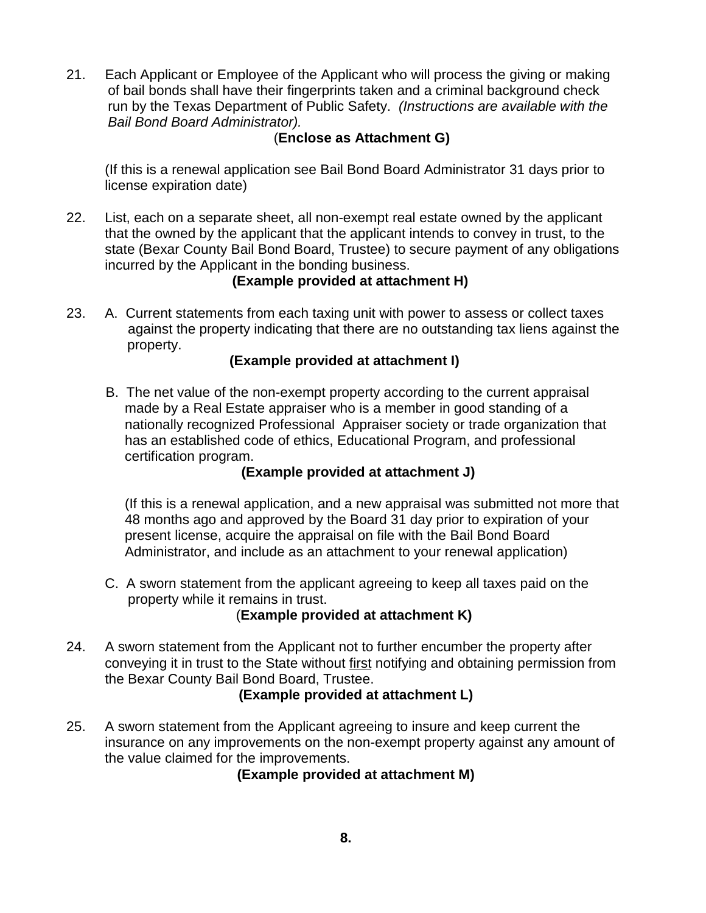21. Each Applicant or Employee of the Applicant who will process the giving or making of bail bonds shall have their fingerprints taken and a criminal background check run by the Texas Department of Public Safety. *(Instructions are available with the Bail Bond Board Administrator).*

    (**Enclose as Attachment G)**

    (If this is a renewal application see Bail Bond Board Administrator 31 days prior to license expiration date)

22. List, each on a separate sheet, all non-exempt real estate owned by the applicant that the owned by the applicant that the applicant intends to convey in trust, to the state (Bexar County Bail Bond Board, Trustee) to secure payment of any obligations incurred by the Applicant in the bonding business.

    **(Example provided at attachment H)**

23. A. Current statements from each taxing unit with power to assess or collect taxes against the property indicating that there are no outstanding tax liens against the property.

    **(Example provided at attachment I)**

    B. The net value of the non-exempt property according to the current appraisal made by a Real Estate appraiser who is a member in good standing of a nationally recognized Professional Appraiser society or trade organization that has an established code of ethics, Educational Program, and professional certification program.

    **(Example provided at attachment J)**

    (If this is a renewal application, and a new appraisal was submitted not more that 48 months ago and approved by the Board 31 day prior to expiration of your present license, acquire the appraisal on file with the Bail Bond Board Administrator, and include as an attachment to your renewal application)

    C. A sworn statement from the applicant agreeing to keep all taxes paid on the property while it remains in trust.

    (**Example provided at attachment K)**

24. A sworn statement from the Applicant not to further encumber the property after conveying it in trust to the State without <u>first</u> notifying and obtaining permission from the Bexar County Bail Bond Board, Trustee.

    **(Example provided at attachment L)**

25. A sworn statement from the Applicant agreeing to insure and keep current the insurance on any improvements on the non-exempt property against any amount of the value claimed for the improvements.

    **(Example provided at attachment M)**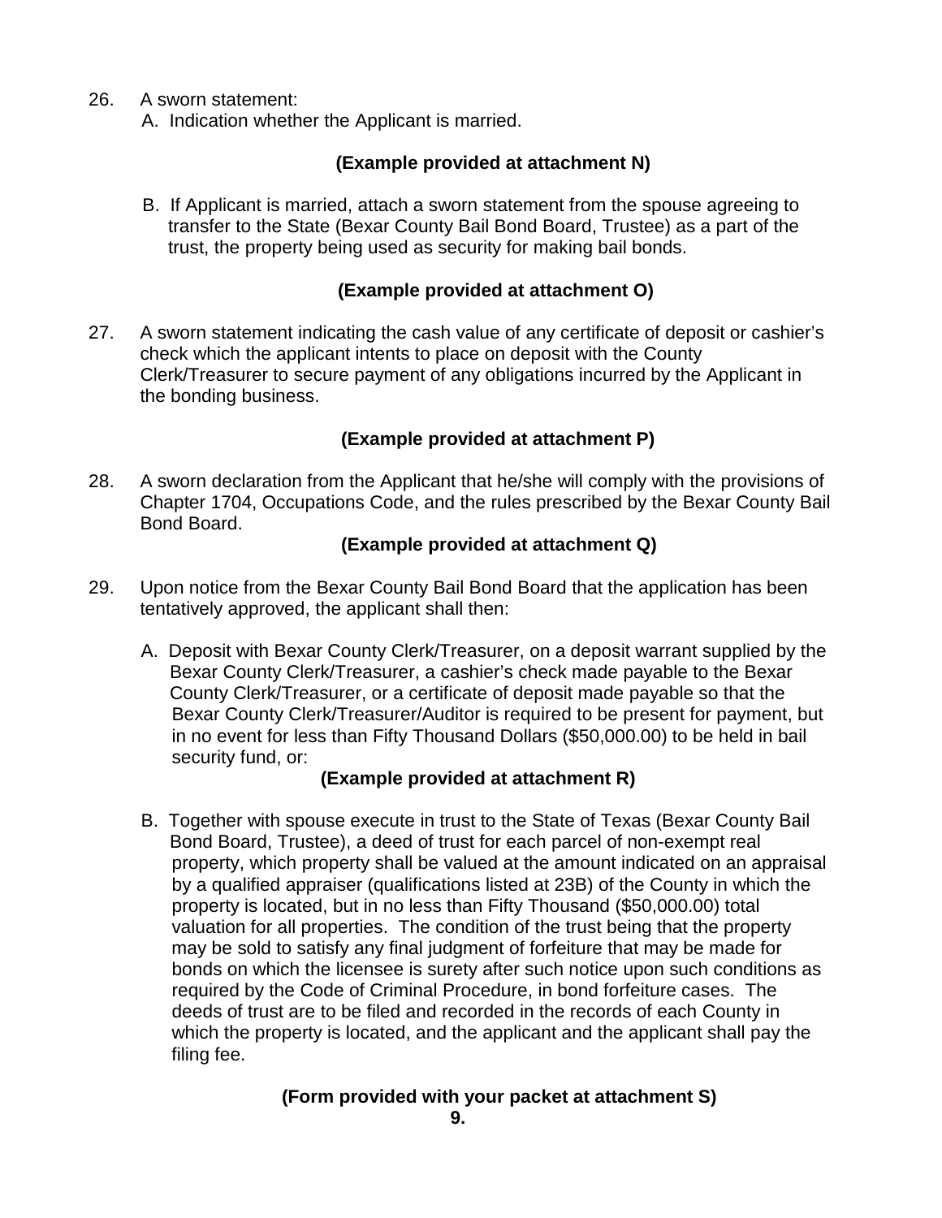26. A sworn statement:

    A. Indication whether the Applicant is married.

**(Example provided at attachment N)**

    B. If Applicant is married, attach a sworn statement from the spouse agreeing to transfer to the State (Bexar County Bail Bond Board, Trustee) as a part of the trust, the property being used as security for making bail bonds.

**(Example provided at attachment O)**

27. A sworn statement indicating the cash value of any certificate of deposit or cashier's check which the applicant intents to place on deposit with the County Clerk/Treasurer to secure payment of any obligations incurred by the Applicant in the bonding business.

**(Example provided at attachment P)**

28. A sworn declaration from the Applicant that he/she will comply with the provisions of Chapter 1704, Occupations Code, and the rules prescribed by the Bexar County Bail Bond Board.

**(Example provided at attachment Q)**

29. Upon notice from the Bexar County Bail Bond Board that the application has been tentatively approved, the applicant shall then:

    A. Deposit with Bexar County Clerk/Treasurer, on a deposit warrant supplied by the Bexar County Clerk/Treasurer, a cashier's check made payable to the Bexar County Clerk/Treasurer, or a certificate of deposit made payable so that the Bexar County Clerk/Treasurer/Auditor is required to be present for payment, but in no event for less than Fifty Thousand Dollars ($50,000.00) to be held in bail security fund, or:

**(Example provided at attachment R)**

    B. Together with spouse execute in trust to the State of Texas (Bexar County Bail Bond Board, Trustee), a deed of trust for each parcel of non-exempt real property, which property shall be valued at the amount indicated on an appraisal by a qualified appraiser (qualifications listed at 23B) of the County in which the property is located, but in no less than Fifty Thousand ($50,000.00) total valuation for all properties. The condition of the trust being that the property may be sold to satisfy any final judgment of forfeiture that may be made for bonds on which the licensee is surety after such notice upon such conditions as required by the Code of Criminal Procedure, in bond forfeiture cases. The deeds of trust are to be filed and recorded in the records of each County in which the property is located, and the applicant and the applicant shall pay the filing fee.

**(Form provided with your packet at attachment S)**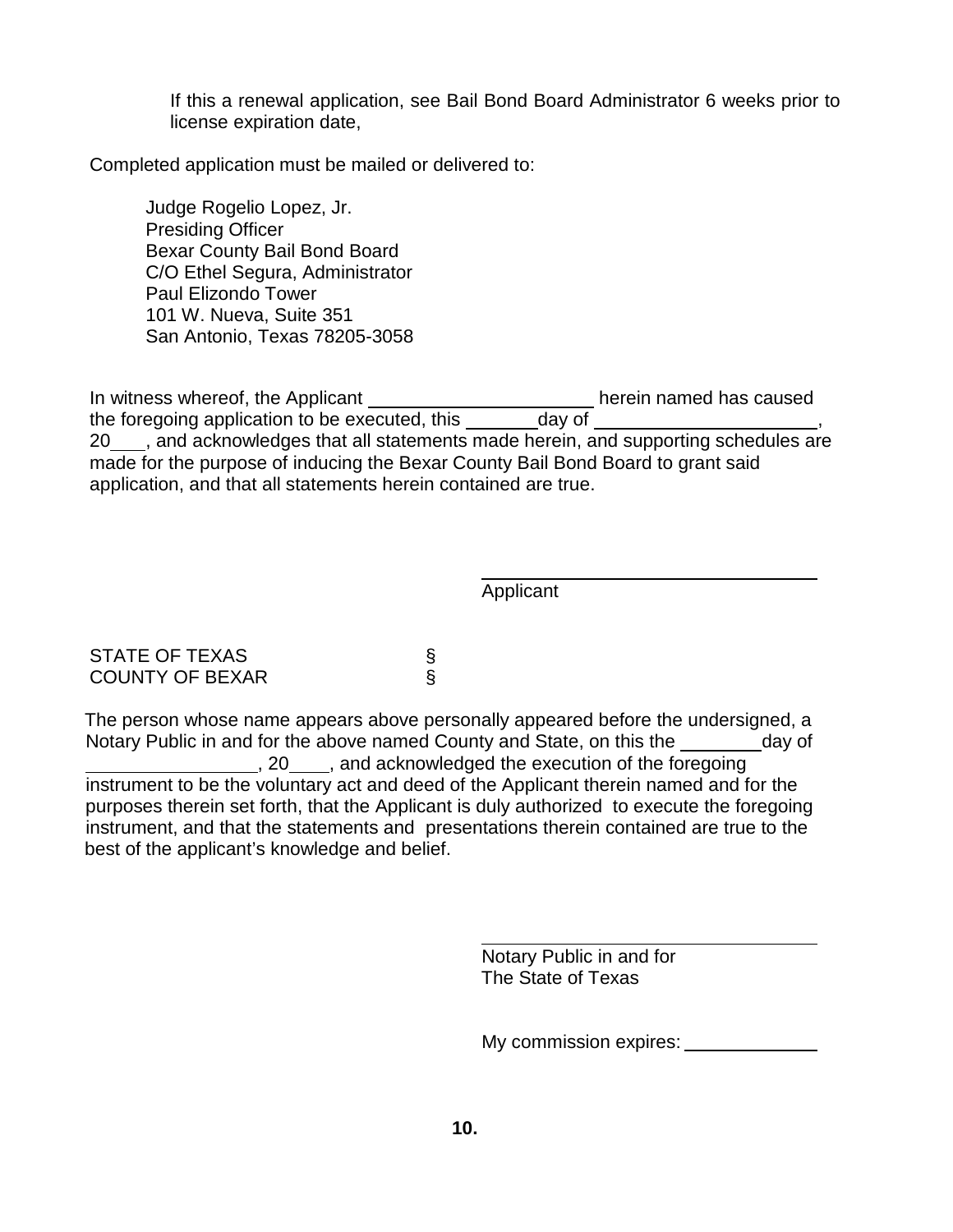If this a renewal application, see Bail Bond Board Administrator 6 weeks prior to license expiration date,

Completed application must be mailed or delivered to:

Judge Rogelio Lopez, Jr.
Presiding Officer
Bexar County Bail Bond Board
C/O Ethel Segura, Administrator
Paul Elizondo Tower
101 W. Nueva, Suite 351
San Antonio, Texas 78205-3058

In witness whereof, the Applicant ______________________ herein named has caused the foregoing application to be executed, this _______ day of ______________________, 20___, and acknowledges that all statements made herein, and supporting schedules are made for the purpose of inducing the Bexar County Bail Bond Board to grant said application, and that all statements herein contained are true.

\_\_\_\_\_\_\_\_\_\_\_\_\_\_\_\_\_\_\_\_\_\_\_\_\_\_\_\_\_\_\_\_
Applicant

STATE OF TEXAS §
COUNTY OF BEXAR §

The person whose name appears above personally appeared before the undersigned, a Notary Public in and for the above named County and State, on this the ________ day of ________________, 20____, and acknowledged the execution of the foregoing instrument to be the voluntary act and deed of the Applicant therein named and for the purposes therein set forth, that the Applicant is duly authorized to execute the foregoing instrument, and that the statements and presentations therein contained are true to the best of the applicant's knowledge and belief.

\_\_\_\_\_\_\_\_\_\_\_\_\_\_\_\_\_\_\_\_\_\_\_\_\_\_\_\_\_\_\_\_
Notary Public in and for
The State of Texas

My commission expires: _____________